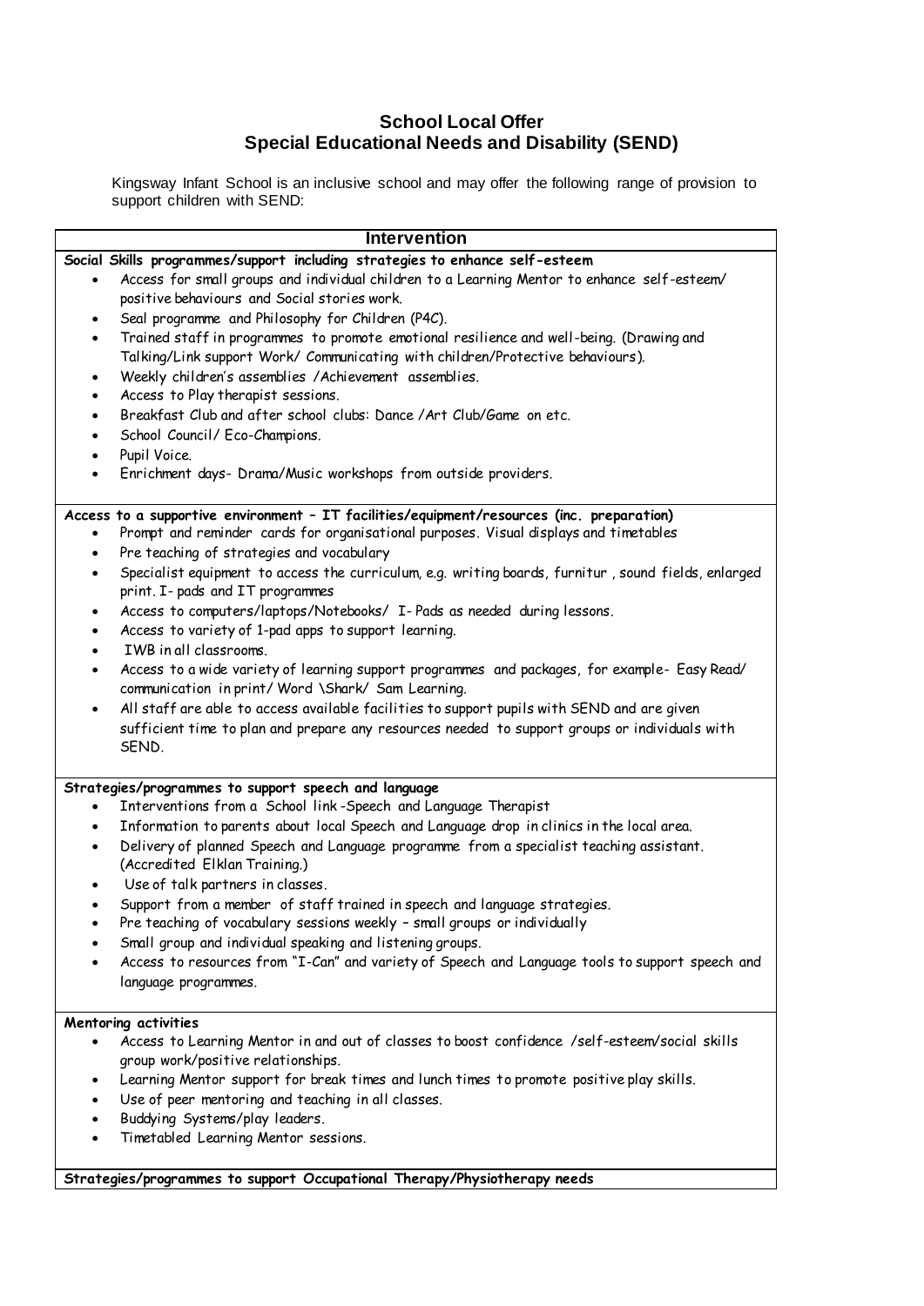# School Local Offer
## Special Educational Needs and Disability (SEND)

Kingsway Infant School is an inclusive school and may offer the following range of provision to support children with SEND:

## Intervention

**Social Skills programmes/support including strategies to enhance self-esteem**

- Access for small groups and individual children to a Learning Mentor to enhance self-esteem/ positive behaviours and Social stories work.
- Seal programme and Philosophy for Children (P4C).
- Trained staff in programmes to promote emotional resilience and well-being. (Drawing and Talking/Link support Work/ Communicating with children/Protective behaviours).
- Weekly children's assemblies /Achievement assemblies.
- Access to Play therapist sessions.
- Breakfast Club and after school clubs: Dance /Art Club/Game on etc.
- School Council/ Eco-Champions.
- Pupil Voice.
- Enrichment days- Drama/Music workshops from outside providers.

**Access to a supportive environment – IT facilities/equipment/resources (inc. preparation)**

- Prompt and reminder cards for organisational purposes. Visual displays and timetables
- Pre teaching of strategies and vocabulary
- Specialist equipment to access the curriculum, e.g. writing boards, furnitur , sound fields, enlarged print. I- pads and IT programmes
- Access to computers/laptops/Notebooks/ I- Pads as needed during lessons.
- Access to variety of 1-pad apps to support learning.
- IWB in all classrooms.
- Access to a wide variety of learning support programmes and packages, for example- Easy Read/ communication in print/ Word \Shark/ Sam Learning.
- All staff are able to access available facilities to support pupils with SEND and are given sufficient time to plan and prepare any resources needed to support groups or individuals with SEND.

**Strategies/programmes to support speech and language**

- Interventions from a School link -Speech and Language Therapist
- Information to parents about local Speech and Language drop in clinics in the local area.
- Delivery of planned Speech and Language programme from a specialist teaching assistant. (Accredited Elklan Training.)
- Use of talk partners in classes.
- Support from a member of staff trained in speech and language strategies.
- Pre teaching of vocabulary sessions weekly – small groups or individually
- Small group and individual speaking and listening groups.
- Access to resources from "I-Can" and variety of Speech and Language tools to support speech and language programmes.

**Mentoring activities**

- Access to Learning Mentor in and out of classes to boost confidence /self-esteem/social skills group work/positive relationships.
- Learning Mentor support for break times and lunch times to promote positive play skills.
- Use of peer mentoring and teaching in all classes.
- Buddying Systems/play leaders.
- Timetabled Learning Mentor sessions.

**Strategies/programmes to support Occupational Therapy/Physiotherapy needs**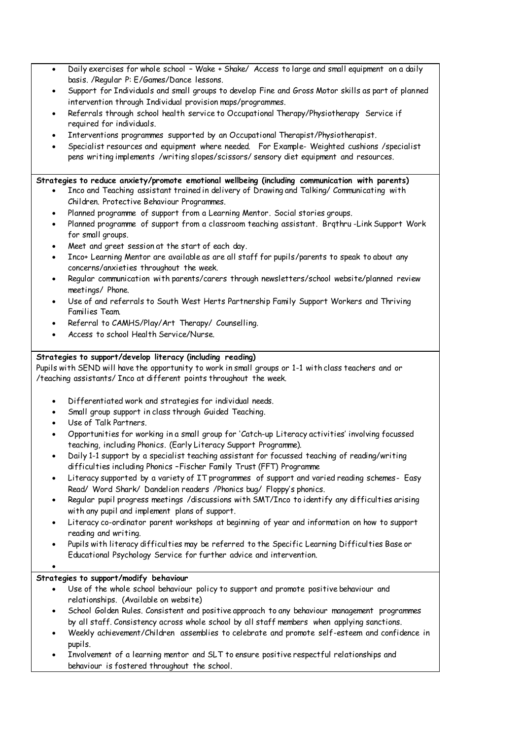- Daily exercises for whole school – Wake + Shake/ Access to large and small equipment on a daily basis. /Regular P: E/Games/Dance lessons.
- Support for Individuals and small groups to develop Fine and Gross Motor skills as part of planned intervention through Individual provision maps/programmes.
- Referrals through school health service to Occupational Therapy/Physiotherapy Service if required for individuals.
- Interventions programmes supported by an Occupational Therapist/Physiotherapist.
- Specialist resources and equipment where needed. For Example- Weighted cushions /specialist pens writing implements /writing slopes/scissors/ sensory diet equipment and resources.

**Strategies to reduce anxiety/promote emotional wellbeing (including communication with parents)**

- Inco and Teaching assistant trained in delivery of Drawing and Talking/ Communicating with Children. Protective Behaviour Programmes.
- Planned programme of support from a Learning Mentor. Social stories groups.
- Planned programme of support from a classroom teaching assistant. Brqthru -Link Support Work for small groups.
- Meet and greet session at the start of each day.
- Inco+ Learning Mentor are available as are all staff for pupils/parents to speak to about any concerns/anxieties throughout the week.
- Regular communication with parents/carers through newsletters/school website/planned review meetings/ Phone.
- Use of and referrals to South West Herts Partnership Family Support Workers and Thriving Families Team.
- Referral to CAMHS/Play/Art Therapy/ Counselling.
- Access to school Health Service/Nurse.

**Strategies to support/develop literacy (including reading)**

Pupils with SEND will have the opportunity to work in small groups or 1-1 with class teachers and or /teaching assistants/ Inco at different points throughout the week.

- Differentiated work and strategies for individual needs.
- Small group support in class through Guided Teaching.
- Use of Talk Partners.
- Opportunities for working in a small group for 'Catch-up Literacy activities' involving focussed teaching, including Phonics. (Early Literacy Support Programme).
- Daily 1-1 support by a specialist teaching assistant for focussed teaching of reading/writing difficulties including Phonics –Fischer Family Trust (FFT) Programme
- Literacy supported by a variety of IT programmes of support and varied reading schemes- Easy Read/ Word Shark/ Dandelion readers /Phonics bug/ Floppy's phonics.
- Regular pupil progress meetings /discussions with SMT/Inco to identify any difficulties arising with any pupil and implement plans of support.
- Literacy co-ordinator parent workshops at beginning of year and information on how to support reading and writing.
- Pupils with literacy difficulties may be referred to the Specific Learning Difficulties Base or Educational Psychology Service for further advice and intervention.

**Strategies to support/modify behaviour**

- Use of the whole school behaviour policy to support and promote positive behaviour and relationships. (Available on website)
- School Golden Rules. Consistent and positive approach to any behaviour management programmes by all staff. Consistency across whole school by all staff members when applying sanctions.
- Weekly achievement/Children assemblies to celebrate and promote self-esteem and confidence in pupils.
- Involvement of a learning mentor and SLT to ensure positive respectful relationships and behaviour is fostered throughout the school.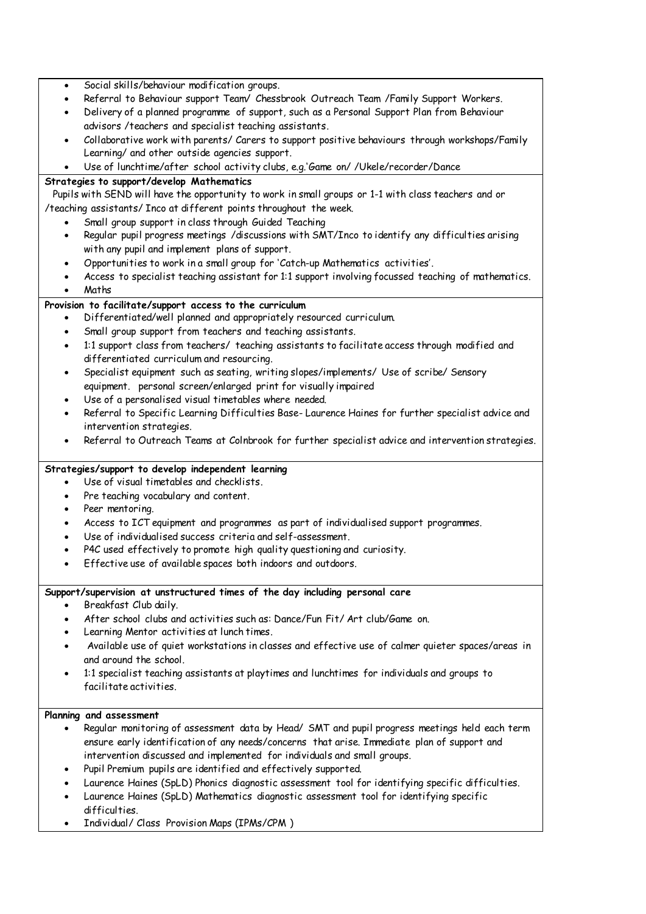- Social skills/behaviour modification groups.
- Referral to Behaviour support Team/ Chessbrook Outreach Team /Family Support Workers.
- Delivery of a planned programme of support, such as a Personal Support Plan from Behaviour advisors /teachers and specialist teaching assistants.
- Collaborative work with parents/ Carers to support positive behaviours through workshops/Family Learning/ and other outside agencies support.
- Use of lunchtime/after school activity clubs, e.g.'Game on/ /Ukele/recorder/Dance

**Strategies to support/develop Mathematics**

Pupils with SEND will have the opportunity to work in small groups or 1-1 with class teachers and or /teaching assistants/ Inco at different points throughout the week.

- Small group support in class through Guided Teaching
- Regular pupil progress meetings /discussions with SMT/Inco to identify any difficulties arising with any pupil and implement plans of support.
- Opportunities to work in a small group for 'Catch-up Mathematics activities'.
- Access to specialist teaching assistant for 1:1 support involving focussed teaching of mathematics.
- Maths

**Provision to facilitate/support access to the curriculum**

- Differentiated/well planned and appropriately resourced curriculum.
- Small group support from teachers and teaching assistants.
- 1:1 support class from teachers/ teaching assistants to facilitate access through modified and differentiated curriculum and resourcing.
- Specialist equipment such as seating, writing slopes/implements/ Use of scribe/ Sensory equipment. personal screen/enlarged print for visually impaired
- Use of a personalised visual timetables where needed.
- Referral to Specific Learning Difficulties Base- Laurence Haines for further specialist advice and intervention strategies.
- Referral to Outreach Teams at Colnbrook for further specialist advice and intervention strategies.

**Strategies/support to develop independent learning**

- Use of visual timetables and checklists.
- Pre teaching vocabulary and content.
- Peer mentoring.
- Access to ICT equipment and programmes as part of individualised support programmes.
- Use of individualised success criteria and self-assessment.
- P4C used effectively to promote high quality questioning and curiosity.
- Effective use of available spaces both indoors and outdoors.

**Support/supervision at unstructured times of the day including personal care**

- Breakfast Club daily.
- After school clubs and activities such as: Dance/Fun Fit/ Art club/Game on.
- Learning Mentor activities at lunch times.
- Available use of quiet workstations in classes and effective use of calmer quieter spaces/areas in and around the school.
- 1:1 specialist teaching assistants at playtimes and lunchtimes for individuals and groups to facilitate activities.

**Planning and assessment**

- Regular monitoring of assessment data by Head/ SMT and pupil progress meetings held each term ensure early identification of any needs/concerns that arise. Immediate plan of support and intervention discussed and implemented for individuals and small groups.
- Pupil Premium pupils are identified and effectively supported.
- Laurence Haines (SpLD) Phonics diagnostic assessment tool for identifying specific difficulties.
- Laurence Haines (SpLD) Mathematics diagnostic assessment tool for identifying specific difficulties.
- Individual/ Class Provision Maps (IPMs/CPM )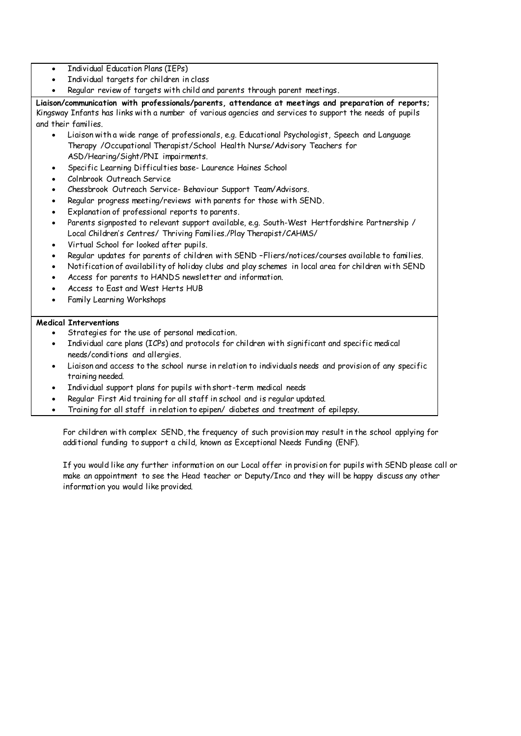- Individual Education Plans (IEPs)
- Individual targets for children in class
- Regular review of targets with child and parents through parent meetings.

**Liaison/communication with professionals/parents, attendance at meetings and preparation of reports;**
Kingsway Infants has links with a number of various agencies and services to support the needs of pupils and their families.

- Liaison with a wide range of professionals, e.g. Educational Psychologist, Speech and Language Therapy /Occupational Therapist/School Health Nurse/Advisory Teachers for ASD/Hearing/Sight/PNI impairments.
- Specific Learning Difficulties base- Laurence Haines School
- Colnbrook Outreach Service
- Chessbrook Outreach Service- Behaviour Support Team/Advisors.
- Regular progress meeting/reviews with parents for those with SEND.
- Explanation of professional reports to parents.
- Parents signposted to relevant support available, e.g. South-West Hertfordshire Partnership / Local Children's Centres/ Thriving Families./Play Therapist/CAHMS/
- Virtual School for looked after pupils.
- Regular updates for parents of children with SEND –Fliers/notices/courses available to families.
- Notification of availability of holiday clubs and play schemes in local area for children with SEND
- Access for parents to HANDS newsletter and information.
- Access to East and West Herts HUB
- Family Learning Workshops

**Medical Interventions**

- Strategies for the use of personal medication.
- Individual care plans (ICPs) and protocols for children with significant and specific medical needs/conditions and allergies.
- Liaison and access to the school nurse in relation to individuals needs and provision of any specific training needed.
- Individual support plans for pupils with short-term medical needs
- Regular First Aid training for all staff in school and is regular updated.
- Training for all staff in relation to epipen/ diabetes and treatment of epilepsy.

For children with complex SEND, the frequency of such provision may result in the school applying for additional funding to support a child, known as Exceptional Needs Funding (ENF).

If you would like any further information on our Local offer in provision for pupils with SEND please call or make an appointment to see the Head teacher or Deputy/Inco and they will be happy discuss any other information you would like provided.